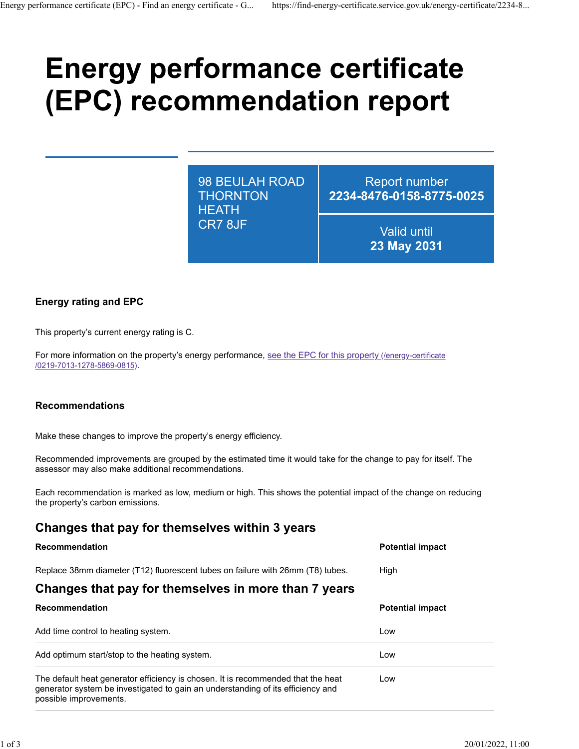# Energy performance certificate (EPC) recommendation report

| 98 BEULAH ROAD THORNTON HEATH CR7 8JF | Report number **2234-8476-0158-8775-0025** |
|---|---|
| | Valid until **23 May 2031** |

### Energy rating and EPC

This property's current energy rating is C.

For more information on the property's energy performance, [see the EPC for this property (/energy-certificate/0219-7013-1278-5869-0815)](/energy-certificate/0219-7013-1278-5869-0815).

### Recommendations

Make these changes to improve the property's energy efficiency.

Recommended improvements are grouped by the estimated time it would take for the change to pay for itself. The assessor may also make additional recommendations.

Each recommendation is marked as low, medium or high. This shows the potential impact of the change on reducing the property's carbon emissions.

## Changes that pay for themselves within 3 years

| Recommendation | Potential impact |
|---|---|
| Replace 38mm diameter (T12) fluorescent tubes on failure with 26mm (T8) tubes. | High |

## Changes that pay for themselves in more than 7 years

| Recommendation | Potential impact |
|---|---|
| Add time control to heating system. | Low |
| Add optimum start/stop to the heating system. | Low |
| The default heat generator efficiency is chosen. It is recommended that the heat generator system be investigated to gain an understanding of its efficiency and possible improvements. | Low |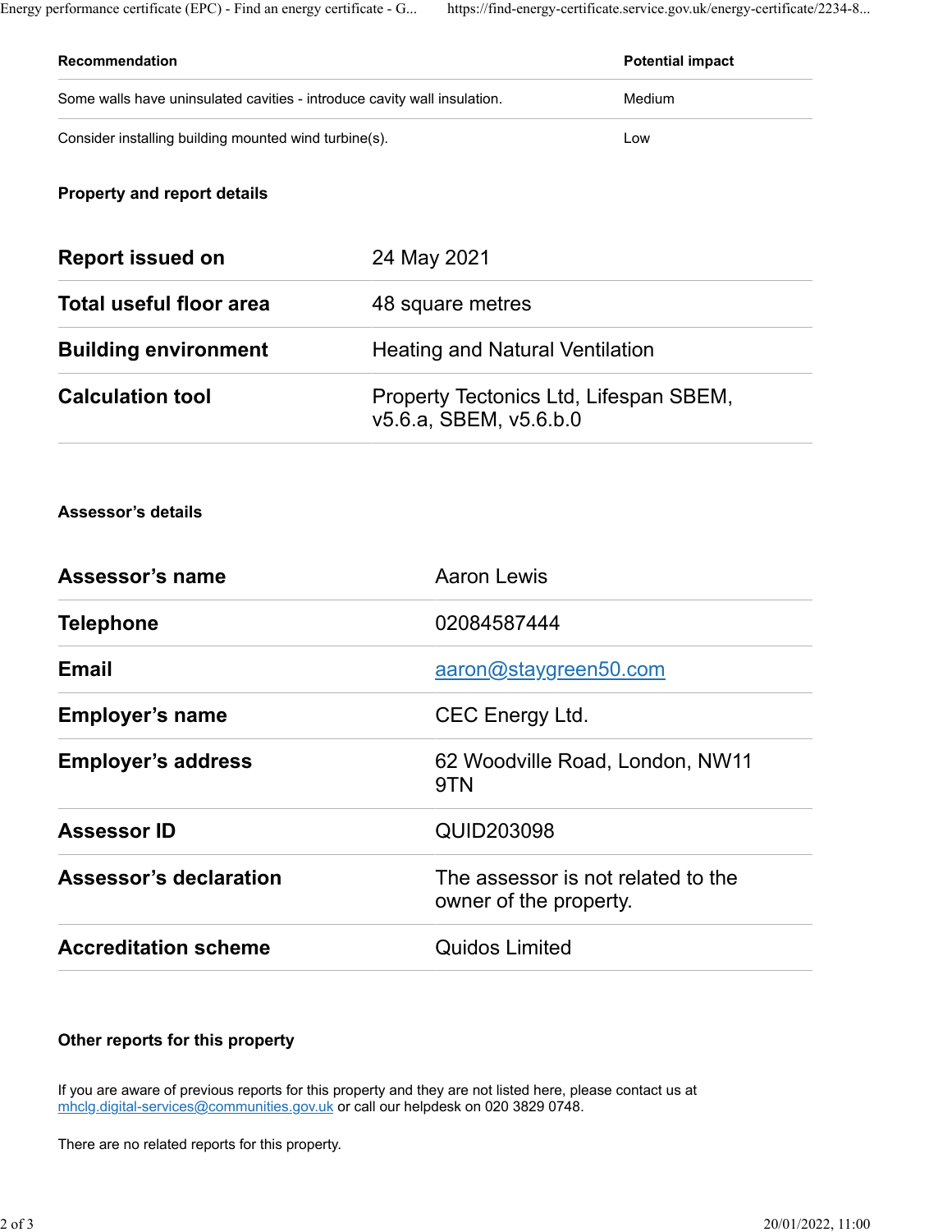| Recommendation | Potential impact |
| --- | --- |
| Some walls have uninsulated cavities - introduce cavity wall insulation. | Medium |
| Consider installing building mounted wind turbine(s). | Low |

### Property and report details

| | |
| --- | --- |
| **Report issued on** | 24 May 2021 |
| **Total useful floor area** | 48 square metres |
| **Building environment** | Heating and Natural Ventilation |
| **Calculation tool** | Property Tectonics Ltd, Lifespan SBEM, v5.6.a, SBEM, v5.6.b.0 |

### Assessor’s details

| | |
| --- | --- |
| **Assessor’s name** | Aaron Lewis |
| **Telephone** | 02084587444 |
| **Email** | aaron@staygreen50.com |
| **Employer’s name** | CEC Energy Ltd. |
| **Employer’s address** | 62 Woodville Road, London, NW11 9TN |
| **Assessor ID** | QUID203098 |
| **Assessor’s declaration** | The assessor is not related to the owner of the property. |
| **Accreditation scheme** | Quidos Limited |

### Other reports for this property

If you are aware of previous reports for this property and they are not listed here, please contact us at mhclg.digital-services@communities.gov.uk or call our helpdesk on 020 3829 0748.

There are no related reports for this property.